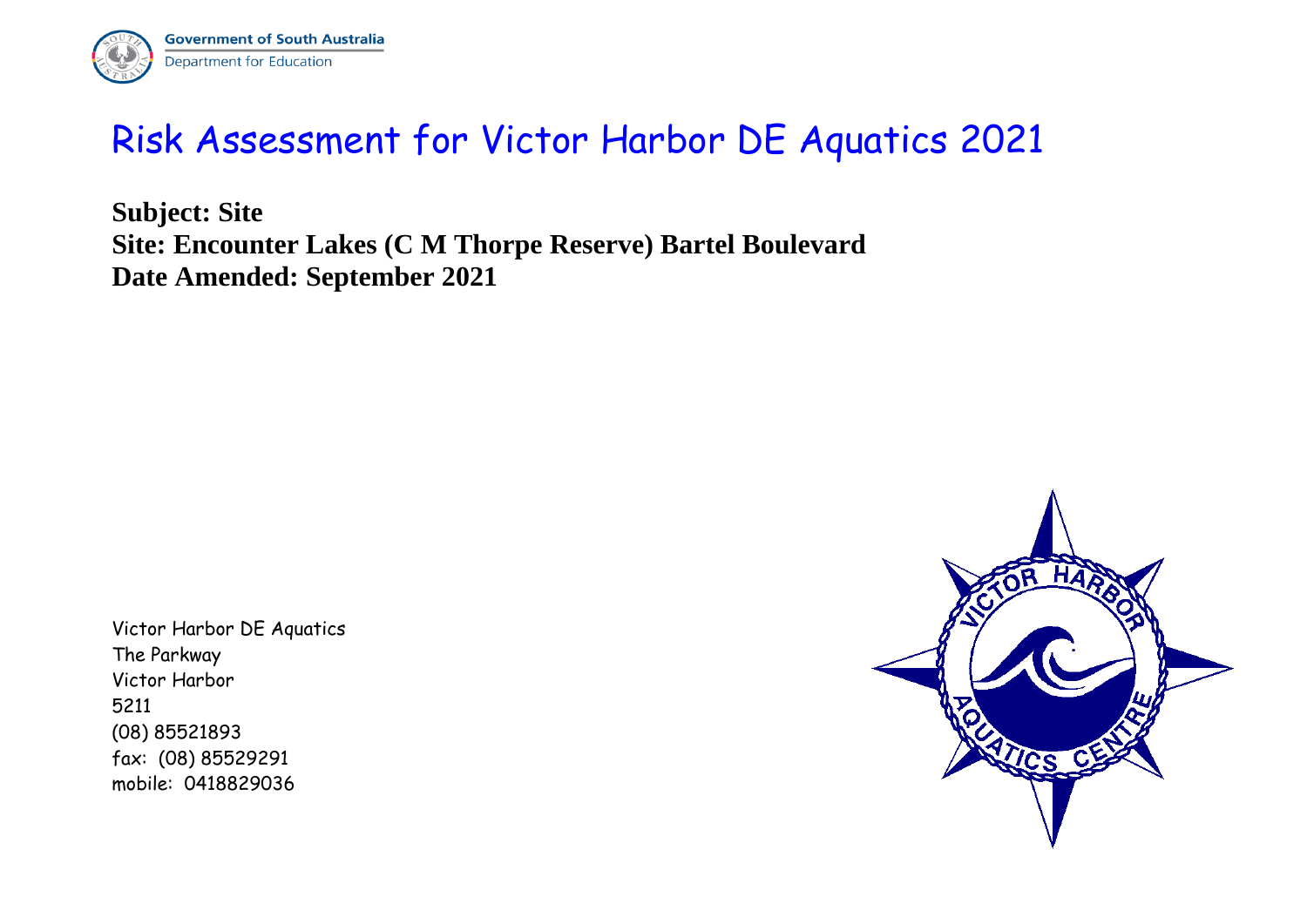Government of South Australia
Department for Education

# Risk Assessment for Victor Harbor DE Aquatics 2021

**Subject: Site**
**Site: Encounter Lakes (C M Thorpe Reserve) Bartel Boulevard**
**Date Amended: September 2021**

Victor Harbor DE Aquatics
The Parkway
Victor Harbor
5211
(08) 85521893
fax: (08) 85529291
mobile: 0418829036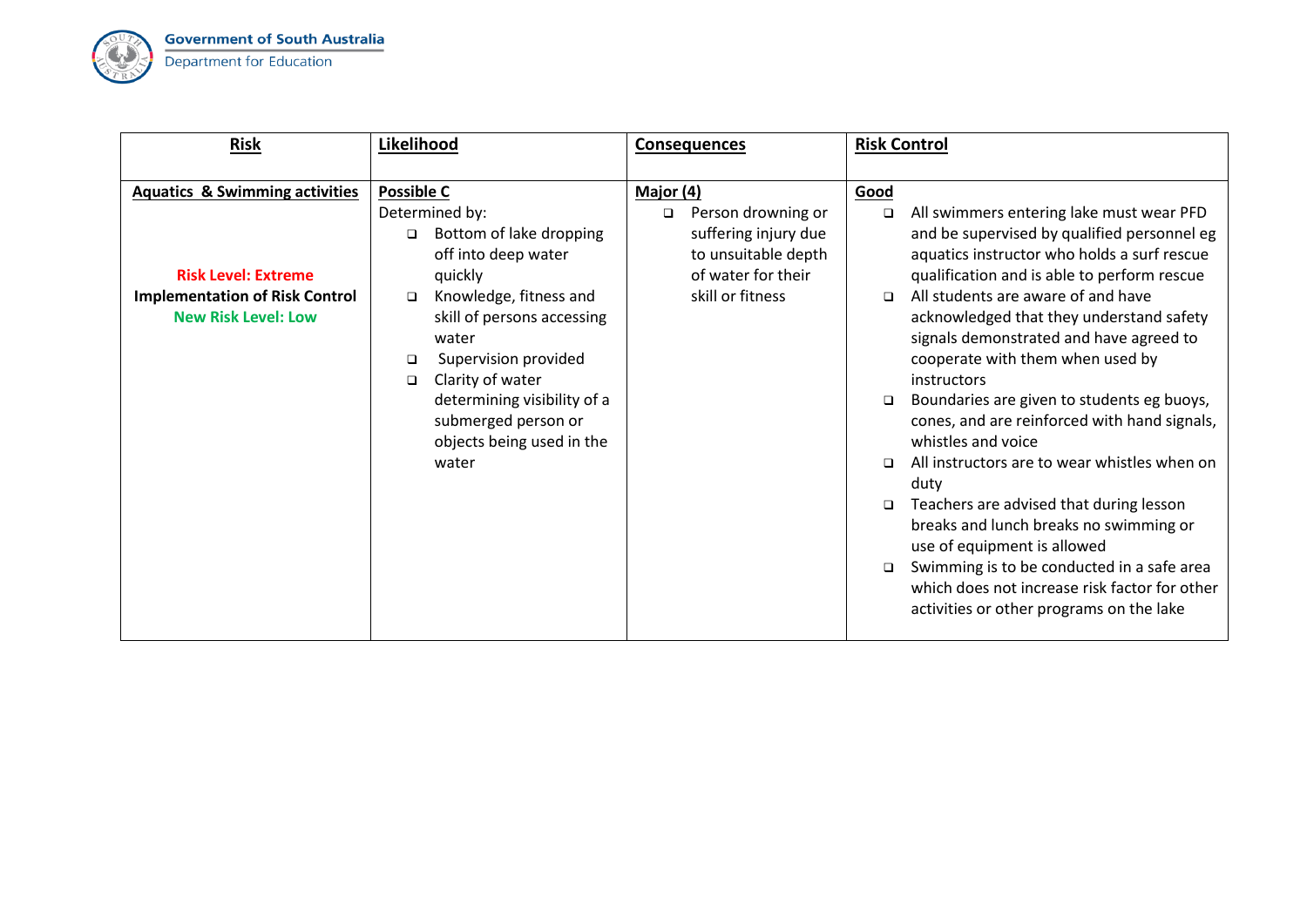| **Risk** | **Likelihood** | **Consequences** | **Risk Control** |
|---|---|---|---|
| **Aquatics & Swimming activities**<br><br>**Risk Level: Extreme**<br>**Implementation of Risk Control**<br>**New Risk Level: Low** | **Possible C**<br>Determined by:<br>- Bottom of lake dropping off into deep water quickly<br>- Knowledge, fitness and skill of persons accessing water<br>- Supervision provided<br>- Clarity of water determining visibility of a submerged person or objects being used in the water | **Major (4)**<br>- Person drowning or suffering injury due to unsuitable depth of water for their skill or fitness | **Good**<br>- All swimmers entering lake must wear PFD and be supervised by qualified personnel eg aquatics instructor who holds a surf rescue qualification and is able to perform rescue<br>- All students are aware of and have acknowledged that they understand safety signals demonstrated and have agreed to cooperate with them when used by instructors<br>- Boundaries are given to students eg buoys, cones, and are reinforced with hand signals, whistles and voice<br>- All instructors are to wear whistles when on duty<br>- Teachers are advised that during lesson breaks and lunch breaks no swimming or use of equipment is allowed<br>- Swimming is to be conducted in a safe area which does not increase risk factor for other activities or other programs on the lake |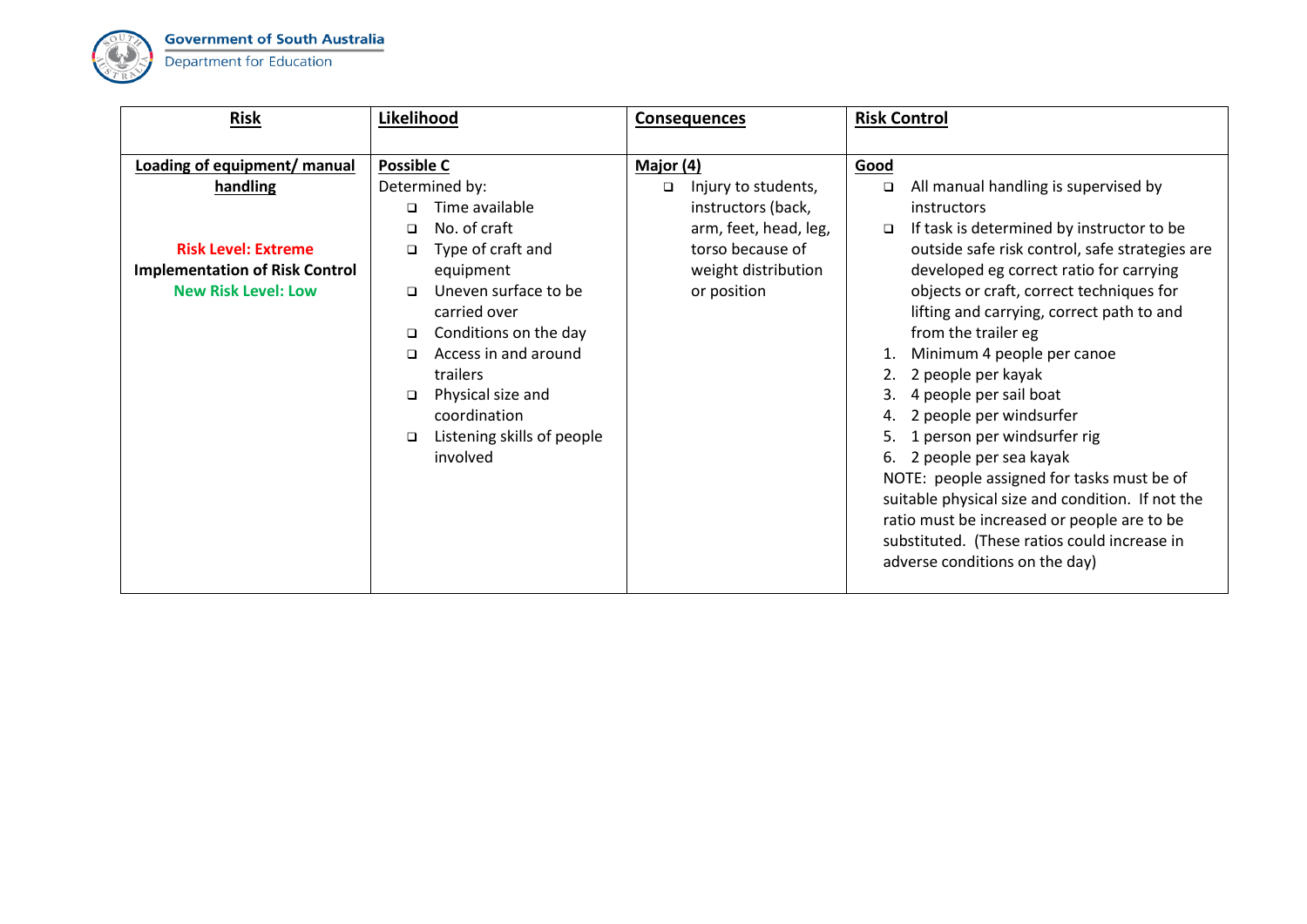| **Risk** | **Likelihood** | **Consequences** | **Risk Control** |
|---|---|---|---|
| **Loading of equipment/ manual handling**<br><br>**Risk Level: Extreme**<br>**Implementation of Risk Control**<br>**New Risk Level: Low** | **Possible C**<br>Determined by:<br>- Time available<br>- No. of craft<br>- Type of craft and equipment<br>- Uneven surface to be carried over<br>- Conditions on the day<br>- Access in and around trailers<br>- Physical size and coordination<br>- Listening skills of people involved | **Major (4)**<br>- Injury to students, instructors (back, arm, feet, head, leg, torso because of weight distribution or position | **Good**<br>- All manual handling is supervised by instructors<br>- If task is determined by instructor to be outside safe risk control, safe strategies are developed eg correct ratio for carrying objects or craft, correct techniques for lifting and carrying, correct path to and from the trailer eg<br>1. Minimum 4 people per canoe<br>2. 2 people per kayak<br>3. 4 people per sail boat<br>4. 2 people per windsurfer<br>5. 1 person per windsurfer rig<br>6. 2 people per sea kayak<br>NOTE: people assigned for tasks must be of suitable physical size and condition. If not the ratio must be increased or people are to be substituted. (These ratios could increase in adverse conditions on the day) |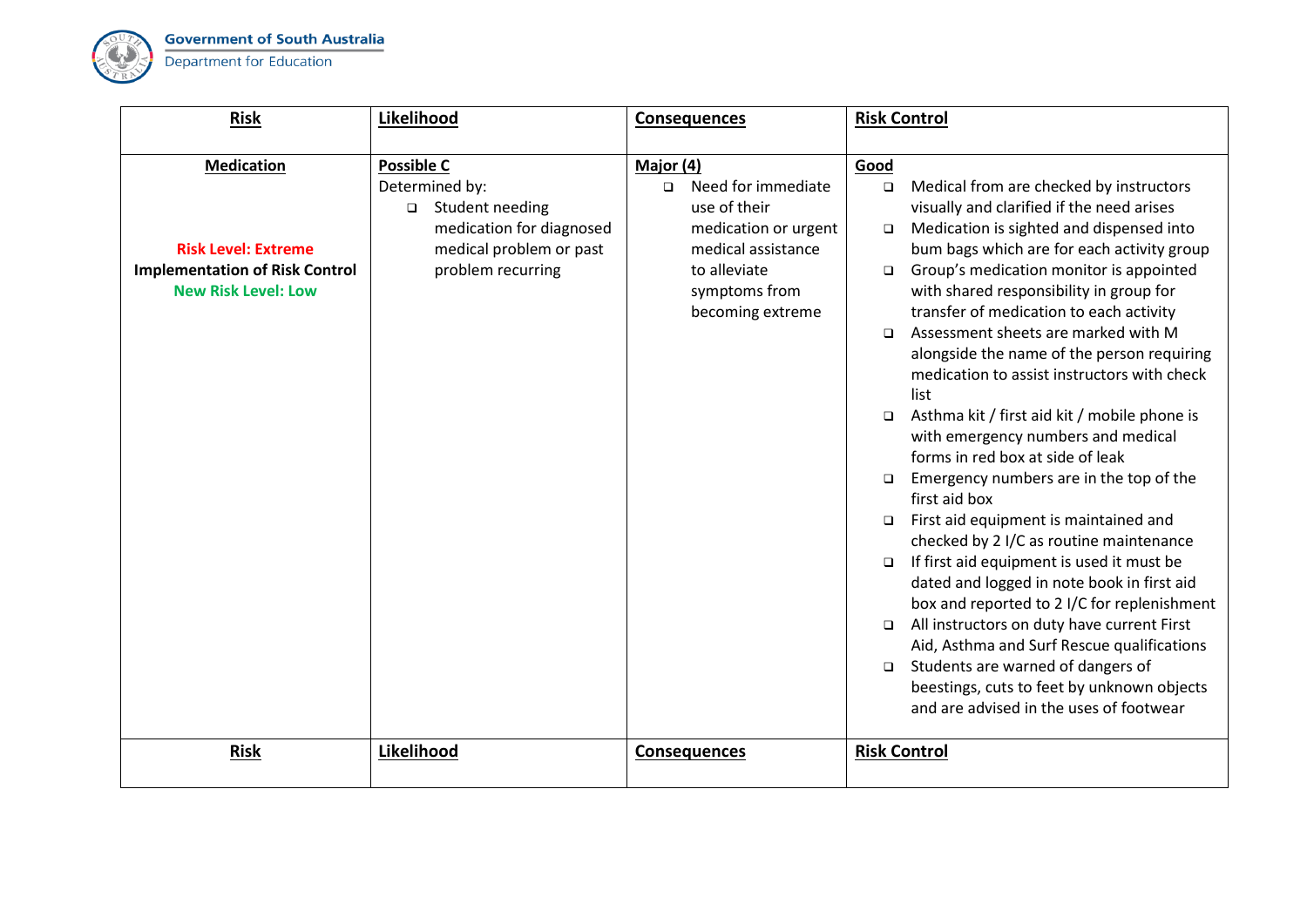| **Risk** | **Likelihood** | **Consequences** | **Risk Control** |
|---|---|---|---|
| **Medication**<br><br>**Risk Level: Extreme**<br>**Implementation of Risk Control**<br>**New Risk Level: Low** | **Possible C**<br>Determined by:<br>❑ Student needing medication for diagnosed medical problem or past problem recurring | **Major (4)**<br>❑ Need for immediate use of their medication or urgent medical assistance to alleviate symptoms from becoming extreme | **Good**<br>❑ Medical from are checked by instructors visually and clarified if the need arises<br>❑ Medication is sighted and dispensed into bum bags which are for each activity group<br>❑ Group's medication monitor is appointed with shared responsibility in group for transfer of medication to each activity<br>❑ Assessment sheets are marked with M alongside the name of the person requiring medication to assist instructors with check list<br>❑ Asthma kit / first aid kit / mobile phone is with emergency numbers and medical forms in red box at side of leak<br>❑ Emergency numbers are in the top of the first aid box<br>❑ First aid equipment is maintained and checked by 2 I/C as routine maintenance<br>❑ If first aid equipment is used it must be dated and logged in note book in first aid box and reported to 2 I/C for replenishment<br>❑ All instructors on duty have current First Aid, Asthma and Surf Rescue qualifications<br>❑ Students are warned of dangers of beestings, cuts to feet by unknown objects and are advised in the uses of footwear |
| **Risk** | **Likelihood** | **Consequences** | **Risk Control** |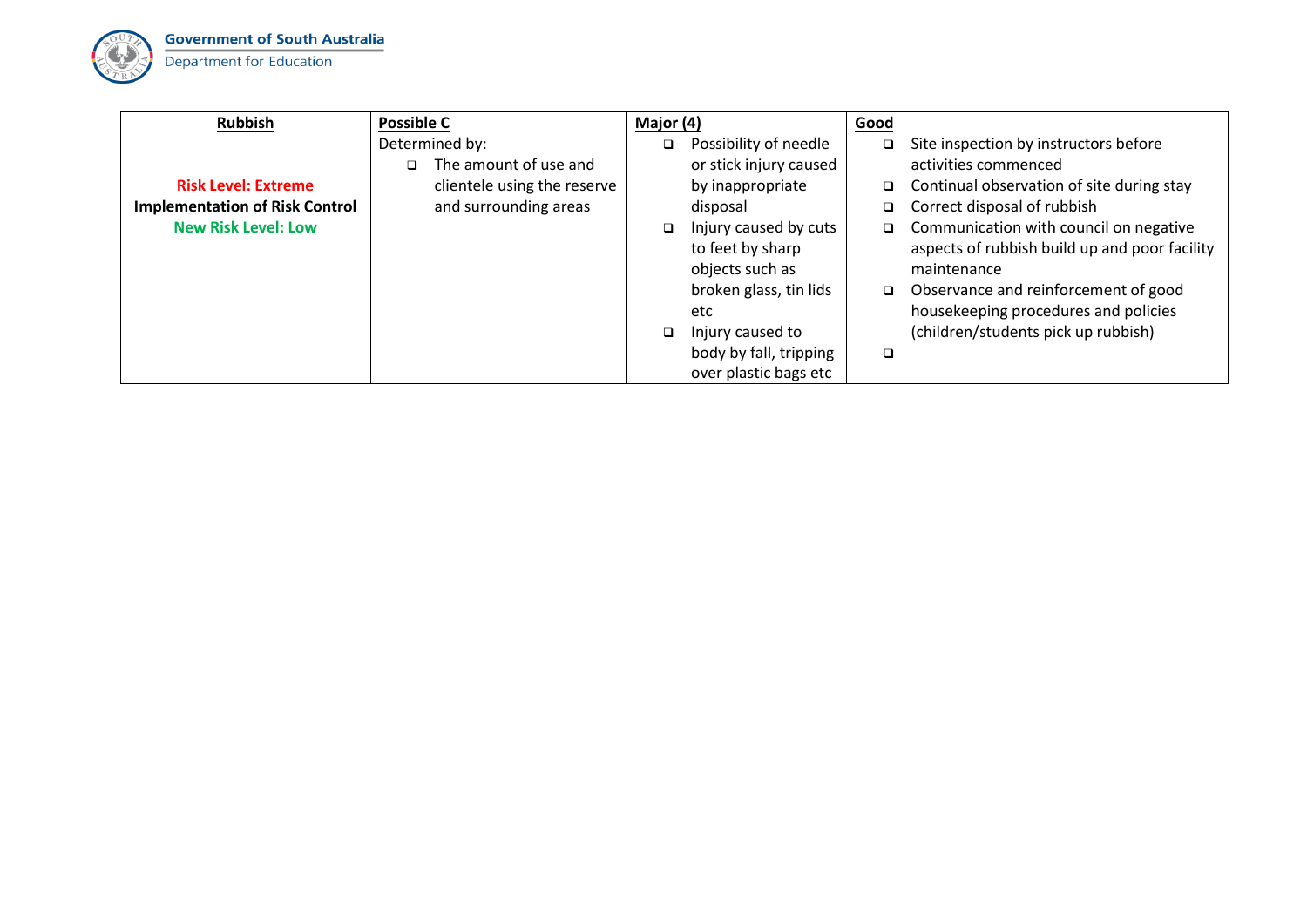| **Rubbish** | **Possible C** | **Major (4)** | **Good** |
|---|---|---|---|
| **Risk Level: Extreme**<br>**Implementation of Risk Control**<br>**New Risk Level: Low** | Determined by:<br>❑ The amount of use and clientele using the reserve and surrounding areas | ❑ Possibility of needle or stick injury caused by inappropriate disposal<br>❑ Injury caused by cuts to feet by sharp objects such as broken glass, tin lids etc<br>❑ Injury caused to body by fall, tripping over plastic bags etc | ❑ Site inspection by instructors before activities commenced<br>❑ Continual observation of site during stay<br>❑ Correct disposal of rubbish<br>❑ Communication with council on negative aspects of rubbish build up and poor facility maintenance<br>❑ Observance and reinforcement of good housekeeping procedures and policies (children/students pick up rubbish)<br>❑ |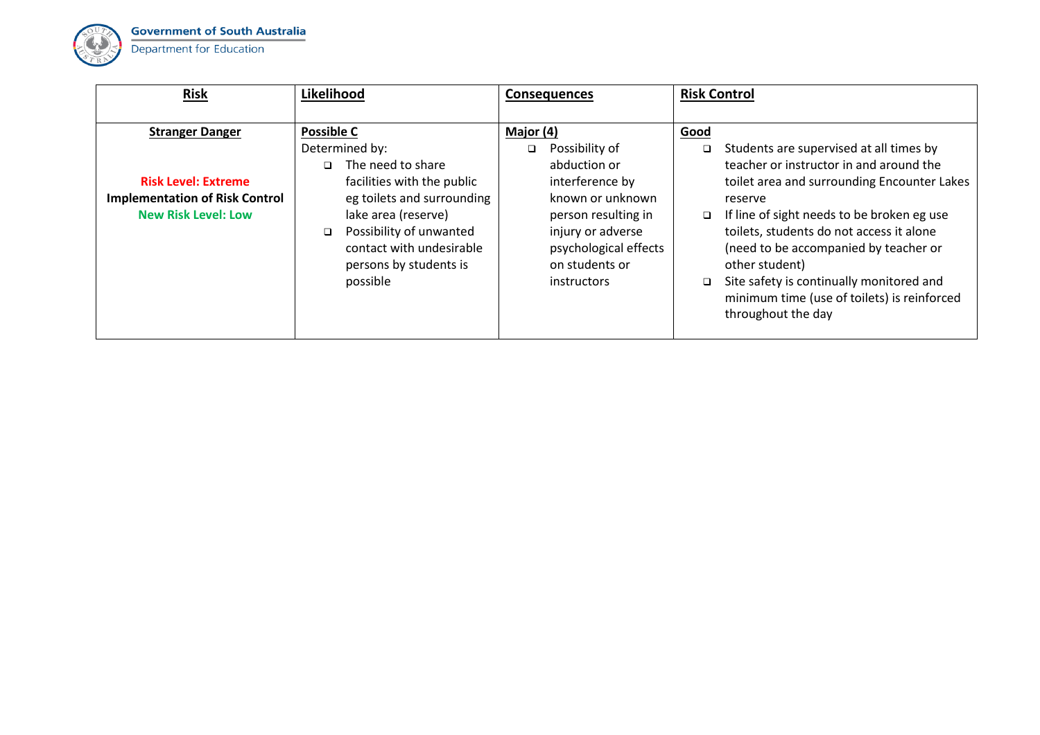| **Risk** | **Likelihood** | **Consequences** | **Risk Control** |
| --- | --- | --- | --- |
| **Stranger Danger**<br><br>**Risk Level: Extreme**<br>**Implementation of Risk Control**<br>**New Risk Level: Low** | **Possible C**<br>Determined by:<br>❑ The need to share facilities with the public eg toilets and surrounding lake area (reserve)<br>❑ Possibility of unwanted contact with undesirable persons by students is possible | **Major (4)**<br>❑ Possibility of abduction or interference by known or unknown person resulting in injury or adverse psychological effects on students or instructors | **Good**<br>❑ Students are supervised at all times by teacher or instructor in and around the toilet area and surrounding Encounter Lakes reserve<br>❑ If line of sight needs to be broken eg use toilets, students do not access it alone (need to be accompanied by teacher or other student)<br>❑ Site safety is continually monitored and minimum time (use of toilets) is reinforced throughout the day |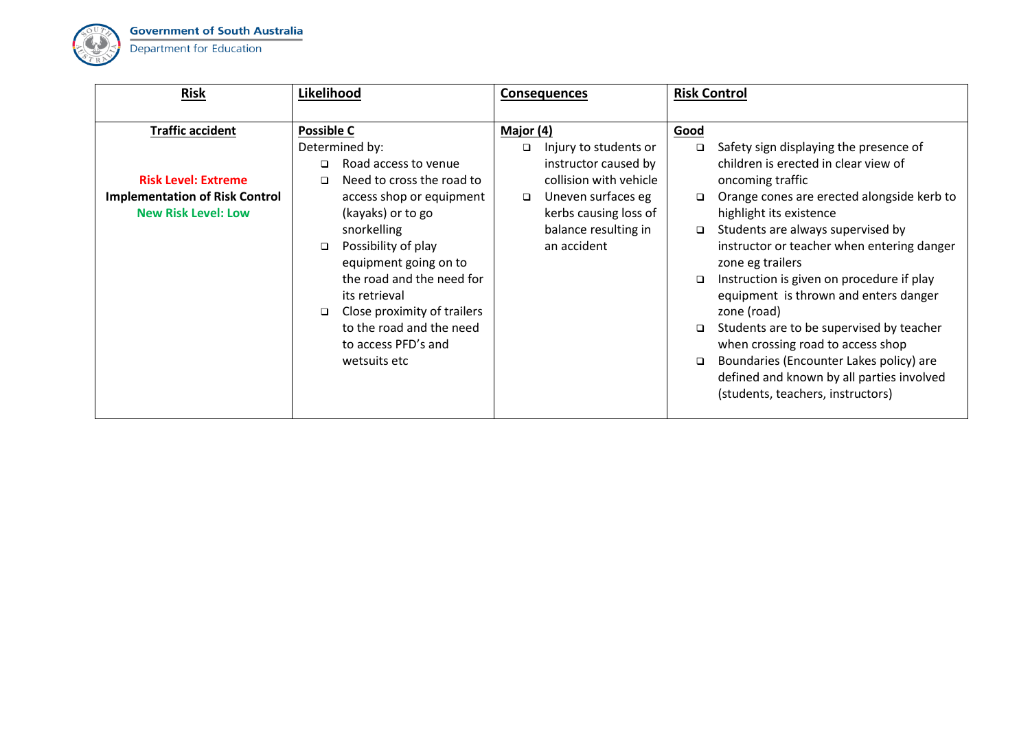| **Risk** | **Likelihood** | **Consequences** | **Risk Control** |
|---|---|---|---|
| **Traffic accident**<br><br>**Risk Level: Extreme**<br>**Implementation of Risk Control**<br>**New Risk Level: Low** | **Possible C**<br>Determined by:<br>❑ Road access to venue<br>❑ Need to cross the road to access shop or equipment (kayaks) or to go snorkelling<br>❑ Possibility of play equipment going on to the road and the need for its retrieval<br>❑ Close proximity of trailers to the road and the need to access PFD's and wetsuits etc | **Major (4)**<br>❑ Injury to students or instructor caused by collision with vehicle<br>❑ Uneven surfaces eg kerbs causing loss of balance resulting in an accident | **Good**<br>❑ Safety sign displaying the presence of children is erected in clear view of oncoming traffic<br>❑ Orange cones are erected alongside kerb to highlight its existence<br>❑ Students are always supervised by instructor or teacher when entering danger zone eg trailers<br>❑ Instruction is given on procedure if play equipment is thrown and enters danger zone (road)<br>❑ Students are to be supervised by teacher when crossing road to access shop<br>❑ Boundaries (Encounter Lakes policy) are defined and known by all parties involved (students, teachers, instructors) |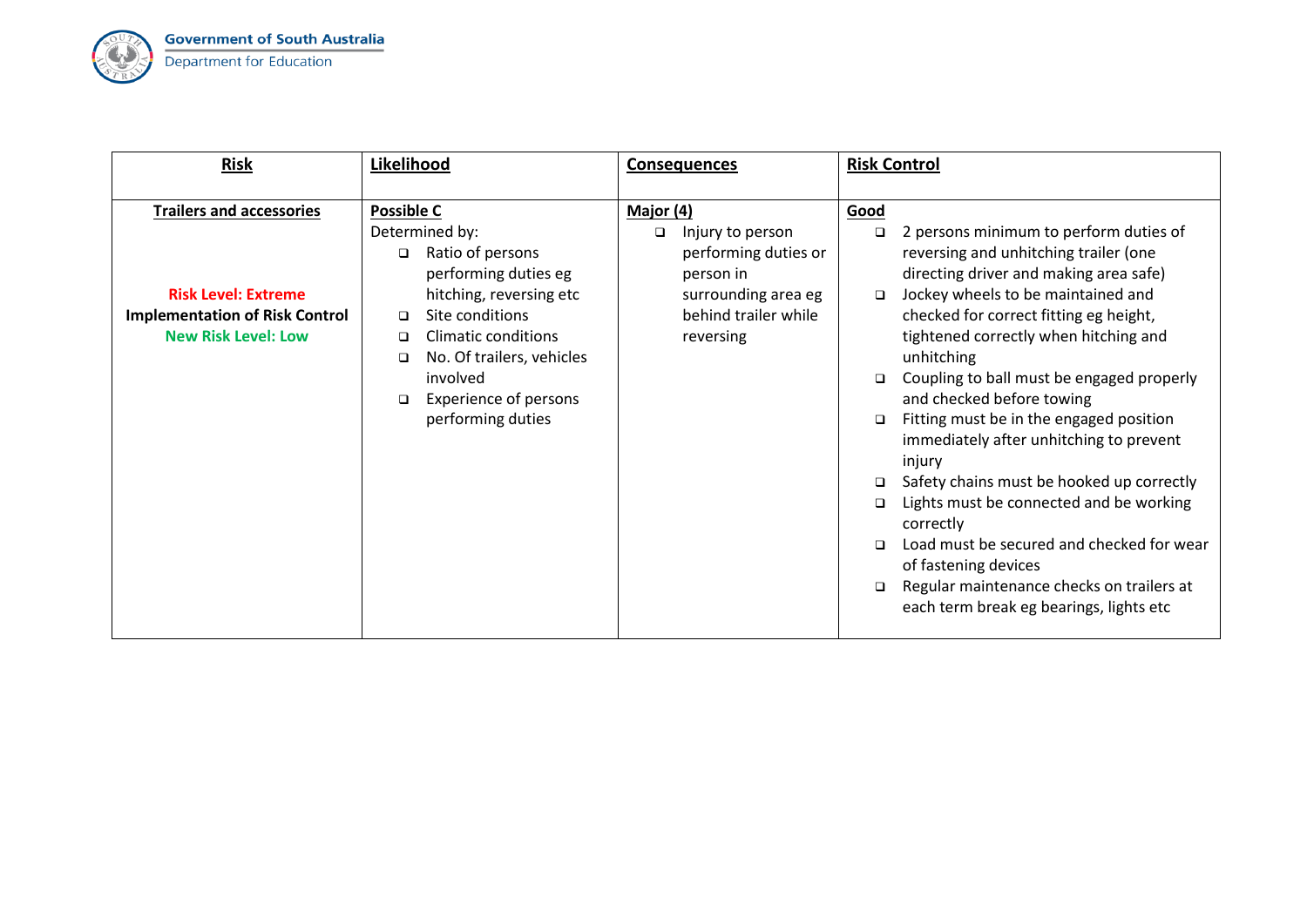| **Risk** | **Likelihood** | **Consequences** | **Risk Control** |
|---|---|---|---|
| **Trailers and accessories**<br><br>**Risk Level: Extreme**<br>**Implementation of Risk Control**<br>**New Risk Level: Low** | **Possible C**<br>Determined by:<br>❑ Ratio of persons performing duties eg hitching, reversing etc<br>❑ Site conditions<br>❑ Climatic conditions<br>❑ No. Of trailers, vehicles involved<br>❑ Experience of persons performing duties | **Major (4)**<br>❑ Injury to person performing duties or person in surrounding area eg behind trailer while reversing | **Good**<br>❑ 2 persons minimum to perform duties of reversing and unhitching trailer (one directing driver and making area safe)<br>❑ Jockey wheels to be maintained and checked for correct fitting eg height, tightened correctly when hitching and unhitching<br>❑ Coupling to ball must be engaged properly and checked before towing<br>❑ Fitting must be in the engaged position immediately after unhitching to prevent injury<br>❑ Safety chains must be hooked up correctly<br>❑ Lights must be connected and be working correctly<br>❑ Load must be secured and checked for wear of fastening devices<br>❑ Regular maintenance checks on trailers at each term break eg bearings, lights etc |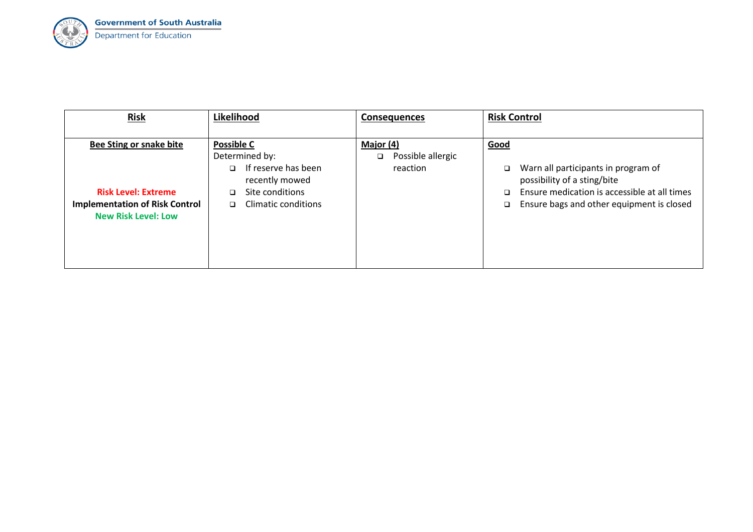| **Risk** | **Likelihood** | **Consequences** | **Risk Control** |
|---|---|---|---|
| **Bee Sting or snake bite**<br><br>**Risk Level: Extreme**<br>**Implementation of Risk Control**<br>**New Risk Level: Low** | **Possible C**<br>Determined by:<br>- If reserve has been recently mowed<br>- Site conditions<br>- Climatic conditions | **Major (4)**<br>- Possible allergic reaction | **Good**<br><br>- Warn all participants in program of possibility of a sting/bite<br>- Ensure medication is accessible at all times<br>- Ensure bags and other equipment is closed |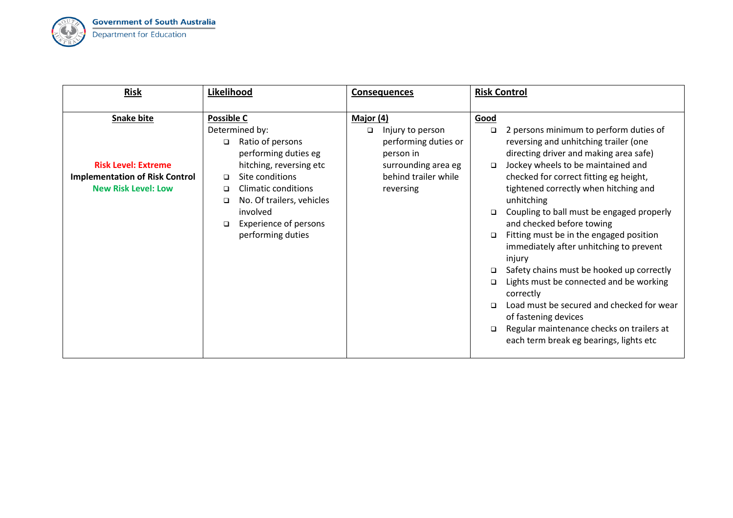| **Risk** | **Likelihood** | **Consequences** | **Risk Control** |
|---|---|---|---|
| **Snake bite**<br><br>**Risk Level: Extreme**<br>**Implementation of Risk Control**<br>**New Risk Level: Low** | **Possible C**<br>Determined by:<br>❑ Ratio of persons performing duties eg hitching, reversing etc<br>❑ Site conditions<br>❑ Climatic conditions<br>❑ No. Of trailers, vehicles involved<br>❑ Experience of persons performing duties | **Major (4)**<br>❑ Injury to person performing duties or person in surrounding area eg behind trailer while reversing | **Good**<br>❑ 2 persons minimum to perform duties of reversing and unhitching trailer (one directing driver and making area safe)<br>❑ Jockey wheels to be maintained and checked for correct fitting eg height, tightened correctly when hitching and unhitching<br>❑ Coupling to ball must be engaged properly and checked before towing<br>❑ Fitting must be in the engaged position immediately after unhitching to prevent injury<br>❑ Safety chains must be hooked up correctly<br>❑ Lights must be connected and be working correctly<br>❑ Load must be secured and checked for wear of fastening devices<br>❑ Regular maintenance checks on trailers at each term break eg bearings, lights etc |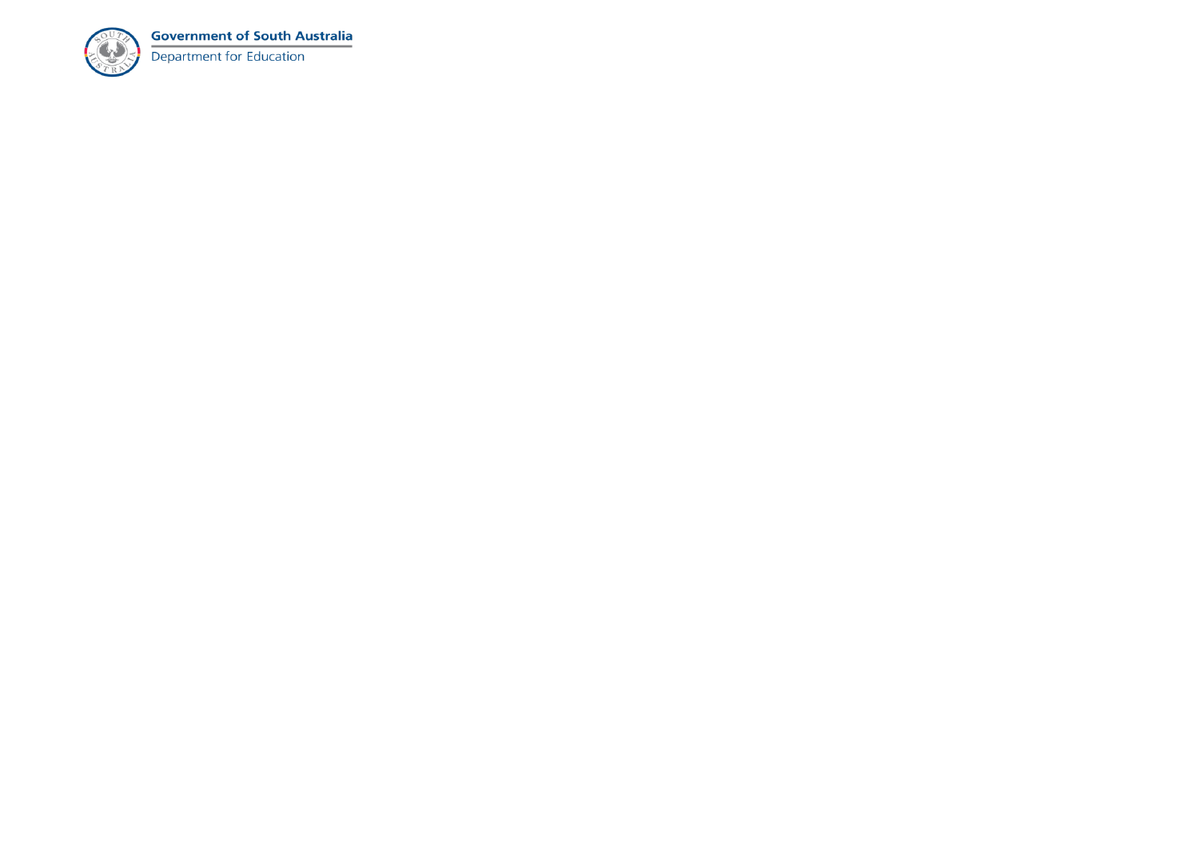**Government of South Australia**

Department for Education